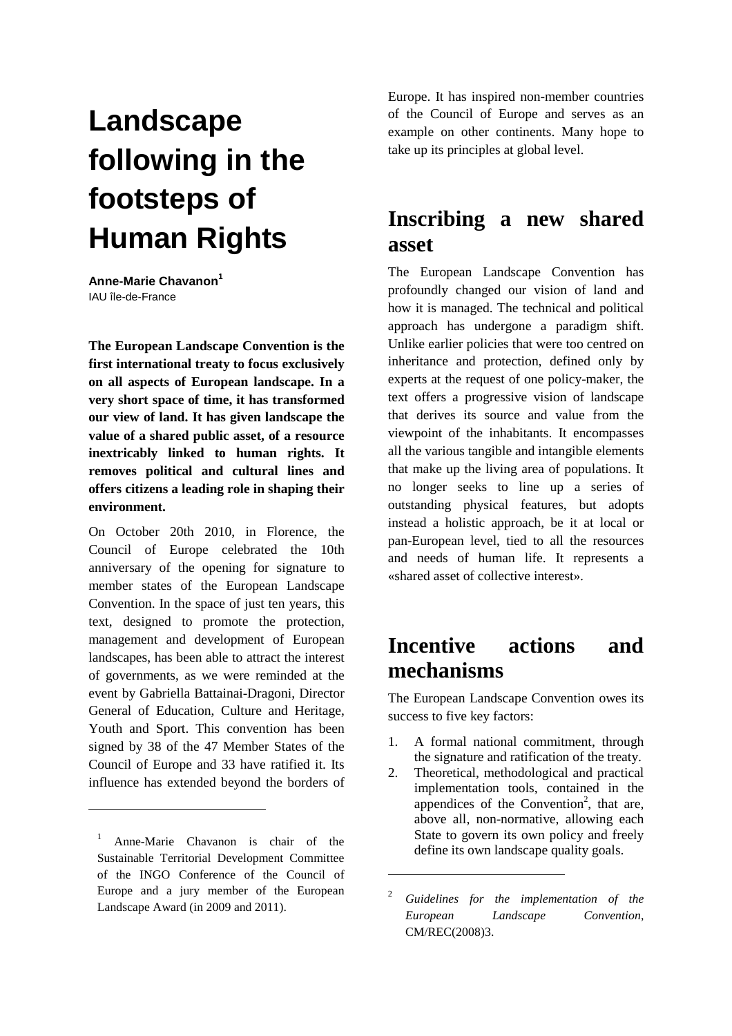# Landscape following in the footsteps of Human Rights

**Anne-Marie Chavanon**[1]
IAU île-de-France

**The European Landscape Convention is the first international treaty to focus exclusively on all aspects of European landscape. In a very short space of time, it has transformed our view of land. It has given landscape the value of a shared public asset, of a resource inextricably linked to human rights. It removes political and cultural lines and offers citizens a leading role in shaping their environment.**

On October 20th 2010, in Florence, the Council of Europe celebrated the 10th anniversary of the opening for signature to member states of the European Landscape Convention. In the space of just ten years, this text, designed to promote the protection, management and development of European landscapes, has been able to attract the interest of governments, as we were reminded at the event by Gabriella Battainai-Dragoni, Director General of Education, Culture and Heritage, Youth and Sport. This convention has been signed by 38 of the 47 Member States of the Council of Europe and 33 have ratified it. Its influence has extended beyond the borders of Europe. It has inspired non-member countries of the Council of Europe and serves as an example on other continents. Many hope to take up its principles at global level.

## Inscribing a new shared asset

The European Landscape Convention has profoundly changed our vision of land and how it is managed. The technical and political approach has undergone a paradigm shift. Unlike earlier policies that were too centred on inheritance and protection, defined only by experts at the request of one policy-maker, the text offers a progressive vision of landscape that derives its source and value from the viewpoint of the inhabitants. It encompasses all the various tangible and intangible elements that make up the living area of populations. It no longer seeks to line up a series of outstanding physical features, but adopts instead a holistic approach, be it at local or pan-European level, tied to all the resources and needs of human life. It represents a «shared asset of collective interest».

## Incentive actions and mechanisms

The European Landscape Convention owes its success to five key factors:

1. A formal national commitment, through the signature and ratification of the treaty.
2. Theoretical, methodological and practical implementation tools, contained in the appendices of the Convention[2], that are, above all, non-normative, allowing each State to govern its own policy and freely define its own landscape quality goals.

---

[1] Anne-Marie Chavanon is chair of the Sustainable Territorial Development Committee of the INGO Conference of the Council of Europe and a jury member of the European Landscape Award (in 2009 and 2011).

[2] *Guidelines for the implementation of the European Landscape Convention*, CM/REC(2008)3.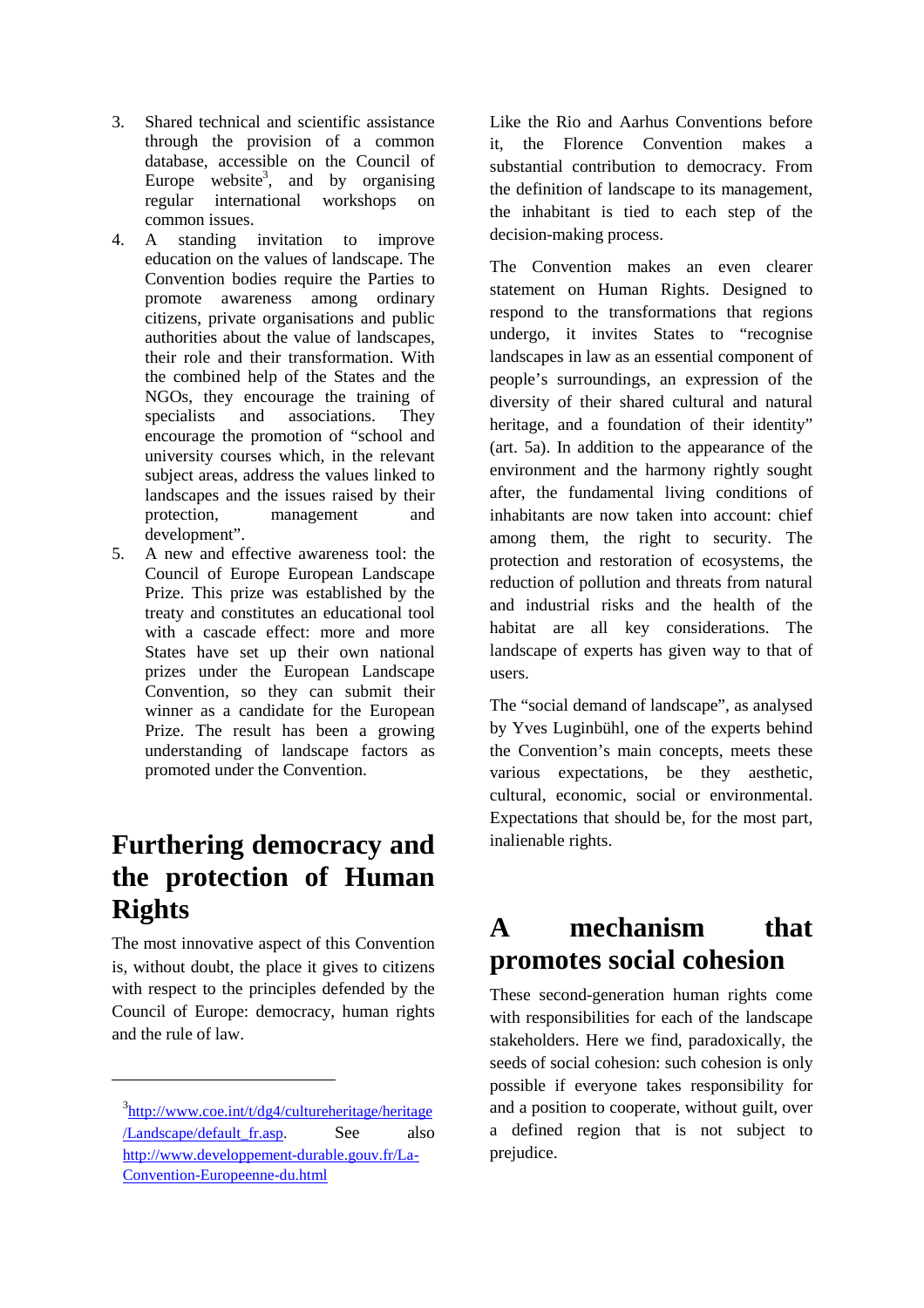3. Shared technical and scientific assistance through the provision of a common database, accessible on the Council of Europe website[3], and by organising regular international workshops on common issues.
4. A standing invitation to improve education on the values of landscape. The Convention bodies require the Parties to promote awareness among ordinary citizens, private organisations and public authorities about the value of landscapes, their role and their transformation. With the combined help of the States and the NGOs, they encourage the training of specialists and associations. They encourage the promotion of "school and university courses which, in the relevant subject areas, address the values linked to landscapes and the issues raised by their protection, management and development".
5. A new and effective awareness tool: the Council of Europe European Landscape Prize. This prize was established by the treaty and constitutes an educational tool with a cascade effect: more and more States have set up their own national prizes under the European Landscape Convention, so they can submit their winner as a candidate for the European Prize. The result has been a growing understanding of landscape factors as promoted under the Convention.

# Furthering democracy and the protection of Human Rights

The most innovative aspect of this Convention is, without doubt, the place it gives to citizens with respect to the principles defended by the Council of Europe: democracy, human rights and the rule of law.

Like the Rio and Aarhus Conventions before it, the Florence Convention makes a substantial contribution to democracy. From the definition of landscape to its management, the inhabitant is tied to each step of the decision-making process.

The Convention makes an even clearer statement on Human Rights. Designed to respond to the transformations that regions undergo, it invites States to "recognise landscapes in law as an essential component of people's surroundings, an expression of the diversity of their shared cultural and natural heritage, and a foundation of their identity" (art. 5a). In addition to the appearance of the environment and the harmony rightly sought after, the fundamental living conditions of inhabitants are now taken into account: chief among them, the right to security. The protection and restoration of ecosystems, the reduction of pollution and threats from natural and industrial risks and the health of the habitat are all key considerations. The landscape of experts has given way to that of users.

The "social demand of landscape", as analysed by Yves Luginbühl, one of the experts behind the Convention's main concepts, meets these various expectations, be they aesthetic, cultural, economic, social or environmental. Expectations that should be, for the most part, inalienable rights.

# A mechanism that promotes social cohesion

These second-generation human rights come with responsibilities for each of the landscape stakeholders. Here we find, paradoxically, the seeds of social cohesion: such cohesion is only possible if everyone takes responsibility for and a position to cooperate, without guilt, over a defined region that is not subject to prejudice.

---

[3] http://www.coe.int/t/dg4/cultureheritage/heritage/Landscape/default_fr.asp. See also http://www.developpement-durable.gouv.fr/La-Convention-Europeenne-du.html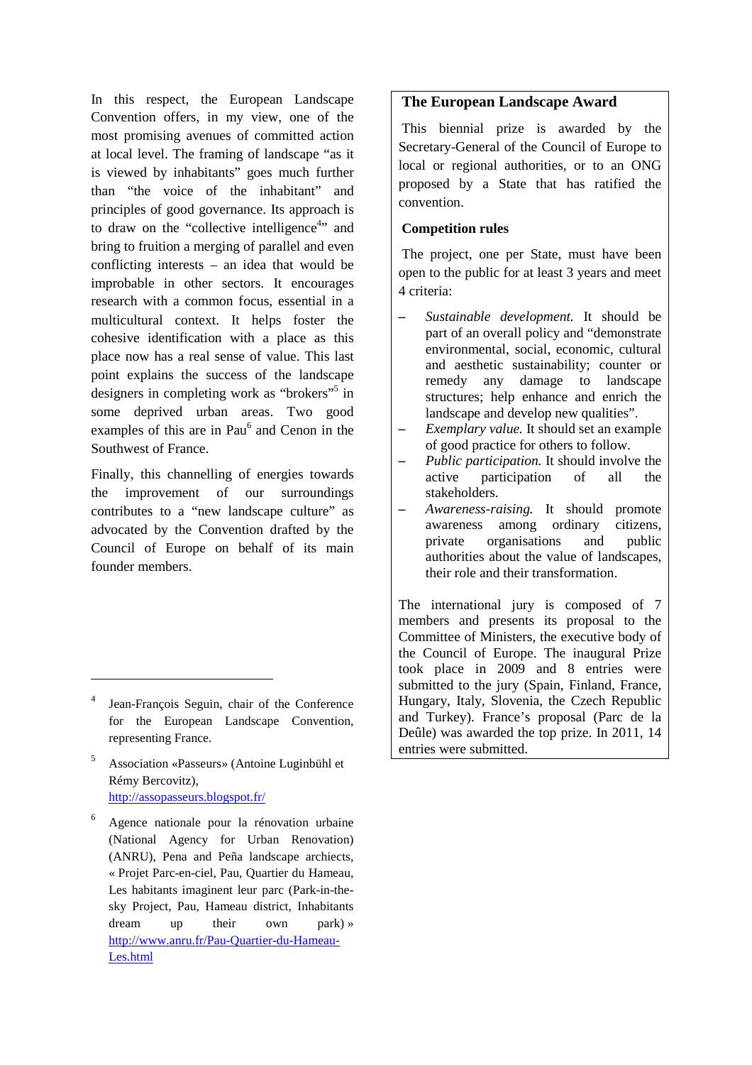In this respect, the European Landscape Convention offers, in my view, one of the most promising avenues of committed action at local level. The framing of landscape "as it is viewed by inhabitants" goes much further than "the voice of the inhabitant" and principles of good governance. Its approach is to draw on the "collective intelligence[4]" and bring to fruition a merging of parallel and even conflicting interests – an idea that would be improbable in other sectors. It encourages research with a common focus, essential in a multicultural context. It helps foster the cohesive identification with a place as this place now has a real sense of value. This last point explains the success of the landscape designers in completing work as "brokers"[5] in some deprived urban areas. Two good examples of this are in Pau[6] and Cenon in the Southwest of France.

Finally, this channelling of energies towards the improvement of our surroundings contributes to a "new landscape culture" as advocated by the Convention drafted by the Council of Europe on behalf of its main founder members.

## The European Landscape Award

This biennial prize is awarded by the Secretary-General of the Council of Europe to local or regional authorities, or to an ONG proposed by a State that has ratified the convention.

### Competition rules

The project, one per State, must have been open to the public for at least 3 years and meet 4 criteria:

- *Sustainable development.* It should be part of an overall policy and "demonstrate environmental, social, economic, cultural and aesthetic sustainability; counter or remedy any damage to landscape structures; help enhance and enrich the landscape and develop new qualities".
- *Exemplary value.* It should set an example of good practice for others to follow.
- *Public participation.* It should involve the active participation of all the stakeholders.
- *Awareness-raising.* It should promote awareness among ordinary citizens, private organisations and public authorities about the value of landscapes, their role and their transformation.

The international jury is composed of 7 members and presents its proposal to the Committee of Ministers, the executive body of the Council of Europe. The inaugural Prize took place in 2009 and 8 entries were submitted to the jury (Spain, Finland, France, Hungary, Italy, Slovenia, the Czech Republic and Turkey). France's proposal (Parc de la Deûle) was awarded the top prize. In 2011, 14 entries were submitted.

---

[4] Jean-François Seguin, chair of the Conference for the European Landscape Convention, representing France.

[5] Association «Passeurs» (Antoine Luginbühl et Rémy Bercovitz), http://assopasseurs.blogspot.fr/

[6] Agence nationale pour la rénovation urbaine (National Agency for Urban Renovation) (ANRU), Pena and Peña landscape archiects, « Projet Parc-en-ciel, Pau, Quartier du Hameau, Les habitants imaginent leur parc (Park-in-the-sky Project, Pau, Hameau district, Inhabitants dream up their own park) » http://www.anru.fr/Pau-Quartier-du-Hameau-Les.html